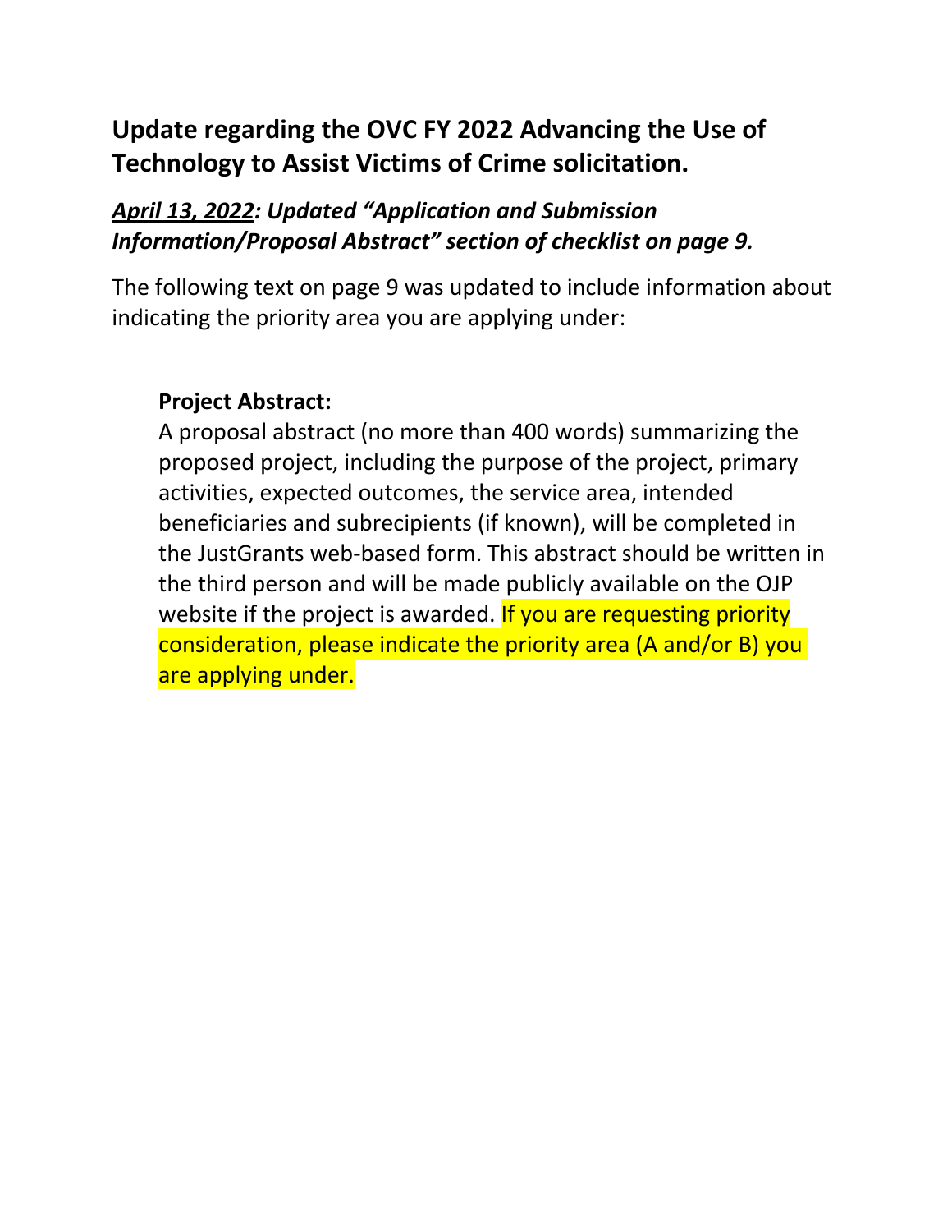## Update regarding the OVC FY 2022 Advancing the Use of Technology to Assist Victims of Crime solicitation.

### ***April 13, 2022: Updated "Application and Submission Information/Proposal Abstract" section of checklist on page 9.***

The following text on page 9 was updated to include information about indicating the priority area you are applying under:

**Project Abstract:**

A proposal abstract (no more than 400 words) summarizing the proposed project, including the purpose of the project, primary activities, expected outcomes, the service area, intended beneficiaries and subrecipients (if known), will be completed in the JustGrants web-based form. This abstract should be written in the third person and will be made publicly available on the OJP website if the project is awarded. If you are requesting priority consideration, please indicate the priority area (A and/or B) you are applying under.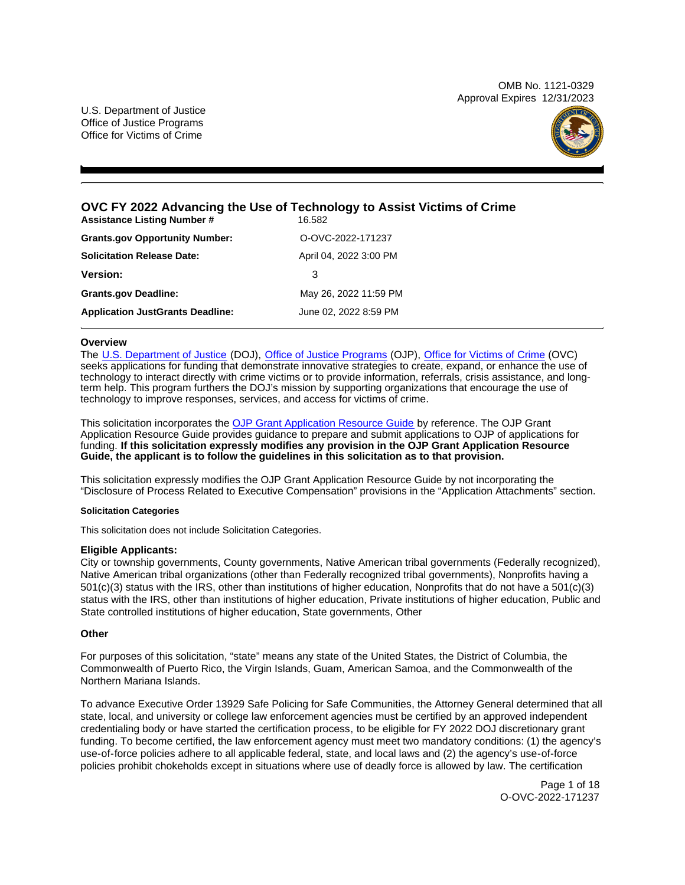U.S. Department of Justice
Office of Justice Programs
Office for Victims of Crime

OMB No. 1121-0329
Approval Expires 12/31/2023

# OVC FY 2022 Advancing the Use of Technology to Assist Victims of Crime

| | |
|---|---|
| **Assistance Listing Number #** | 16.582 |
| **Grants.gov Opportunity Number:** | O-OVC-2022-171237 |
| **Solicitation Release Date:** | April 04, 2022 3:00 PM |
| **Version:** | 3 |
| **Grants.gov Deadline:** | May 26, 2022 11:59 PM |
| **Application JustGrants Deadline:** | June 02, 2022 8:59 PM |

## Overview

The U.S. Department of Justice (DOJ), Office of Justice Programs (OJP), Office for Victims of Crime (OVC) seeks applications for funding that demonstrate innovative strategies to create, expand, or enhance the use of technology to interact directly with crime victims or to provide information, referrals, crisis assistance, and long-term help. This program furthers the DOJ's mission by supporting organizations that encourage the use of technology to improve responses, services, and access for victims of crime.

This solicitation incorporates the OJP Grant Application Resource Guide by reference. The OJP Grant Application Resource Guide provides guidance to prepare and submit applications to OJP of applications for funding. **If this solicitation expressly modifies any provision in the OJP Grant Application Resource Guide, the applicant is to follow the guidelines in this solicitation as to that provision.**

This solicitation expressly modifies the OJP Grant Application Resource Guide by not incorporating the "Disclosure of Process Related to Executive Compensation" provisions in the "Application Attachments" section.

#### Solicitation Categories

This solicitation does not include Solicitation Categories.

### Eligible Applicants:

City or township governments, County governments, Native American tribal governments (Federally recognized), Native American tribal organizations (other than Federally recognized tribal governments), Nonprofits having a 501(c)(3) status with the IRS, other than institutions of higher education, Nonprofits that do not have a 501(c)(3) status with the IRS, other than institutions of higher education, Private institutions of higher education, Public and State controlled institutions of higher education, State governments, Other

### Other

For purposes of this solicitation, "state" means any state of the United States, the District of Columbia, the Commonwealth of Puerto Rico, the Virgin Islands, Guam, American Samoa, and the Commonwealth of the Northern Mariana Islands.

To advance Executive Order 13929 Safe Policing for Safe Communities, the Attorney General determined that all state, local, and university or college law enforcement agencies must be certified by an approved independent credentialing body or have started the certification process, to be eligible for FY 2022 DOJ discretionary grant funding. To become certified, the law enforcement agency must meet two mandatory conditions: (1) the agency's use-of-force policies adhere to all applicable federal, state, and local laws and (2) the agency's use-of-force policies prohibit chokeholds except in situations where use of deadly force is allowed by law. The certification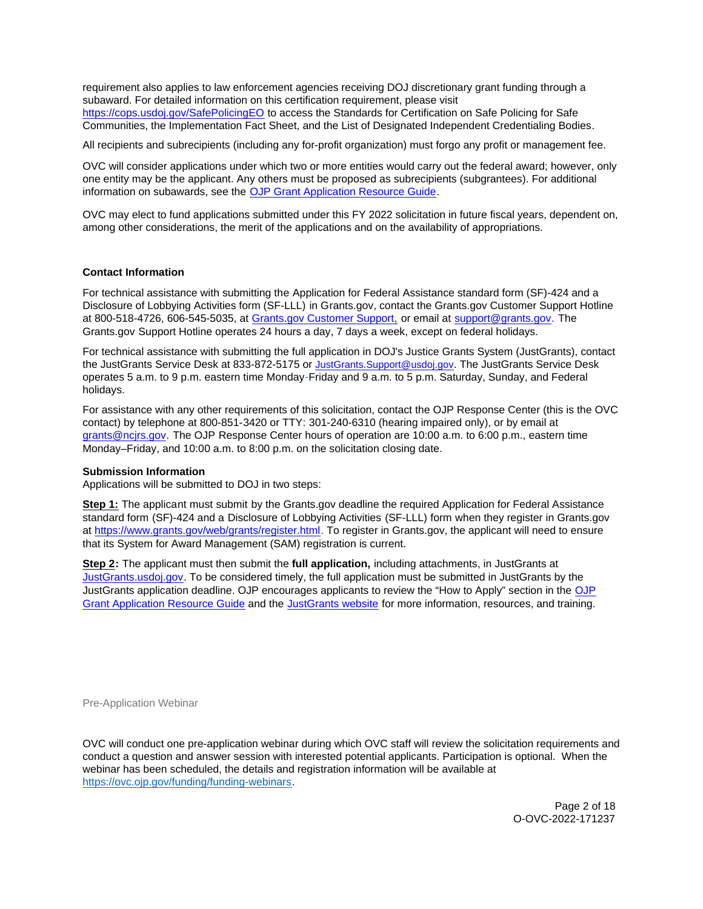requirement also applies to law enforcement agencies receiving DOJ discretionary grant funding through a subaward. For detailed information on this certification requirement, please visit [https://cops.usdoj.gov/SafePolicingEO](https://cops.usdoj.gov/SafePolicingEO) to access the Standards for Certification on Safe Policing for Safe Communities, the Implementation Fact Sheet, and the List of Designated Independent Credentialing Bodies.

All recipients and subrecipients (including any for-profit organization) must forgo any profit or management fee.

OVC will consider applications under which two or more entities would carry out the federal award; however, only one entity may be the applicant. Any others must be proposed as subrecipients (subgrantees). For additional information on subawards, see the [OJP Grant Application Resource Guide](#).

OVC may elect to fund applications submitted under this FY 2022 solicitation in future fiscal years, dependent on, among other considerations, the merit of the applications and on the availability of appropriations.

**Contact Information**

For technical assistance with submitting the Application for Federal Assistance standard form (SF)-424 and a Disclosure of Lobbying Activities form (SF-LLL) in Grants.gov, contact the Grants.gov Customer Support Hotline at 800-518-4726, 606-545-5035, at [Grants.gov Customer Support,](#) or email at [support@grants.gov](mailto:support@grants.gov). The Grants.gov Support Hotline operates 24 hours a day, 7 days a week, except on federal holidays.

For technical assistance with submitting the full application in DOJ's Justice Grants System (JustGrants), contact the JustGrants Service Desk at 833-872-5175 or [JustGrants.Support@usdoj.gov](mailto:JustGrants.Support@usdoj.gov). The JustGrants Service Desk operates 5 a.m. to 9 p.m. eastern time Monday-Friday and 9 a.m. to 5 p.m. Saturday, Sunday, and Federal holidays.

For assistance with any other requirements of this solicitation, contact the OJP Response Center (this is the OVC contact) by telephone at 800-851-3420 or TTY: 301-240-6310 (hearing impaired only), or by email at [grants@ncjrs.gov](mailto:grants@ncjrs.gov). The OJP Response Center hours of operation are 10:00 a.m. to 6:00 p.m., eastern time Monday–Friday, and 10:00 a.m. to 8:00 p.m. on the solicitation closing date.

**Submission Information**

Applications will be submitted to DOJ in two steps:

**Step 1:** The applicant must submit by the Grants.gov deadline the required Application for Federal Assistance standard form (SF)-424 and a Disclosure of Lobbying Activities (SF-LLL) form when they register in Grants.gov at [https://www.grants.gov/web/grants/register.html](https://www.grants.gov/web/grants/register.html). To register in Grants.gov, the applicant will need to ensure that its System for Award Management (SAM) registration is current.

**Step 2:** The applicant must then submit the **full application,** including attachments, in JustGrants at [JustGrants.usdoj.gov](https://JustGrants.usdoj.gov). To be considered timely, the full application must be submitted in JustGrants by the JustGrants application deadline. OJP encourages applicants to review the "How to Apply" section in the [OJP Grant Application Resource Guide](#) and the [JustGrants website](#) for more information, resources, and training.

Pre-Application Webinar

OVC will conduct one pre-application webinar during which OVC staff will review the solicitation requirements and conduct a question and answer session with interested potential applicants. Participation is optional. When the webinar has been scheduled, the details and registration information will be available at [https://ovc.ojp.gov/funding/funding-webinars](https://ovc.ojp.gov/funding/funding-webinars).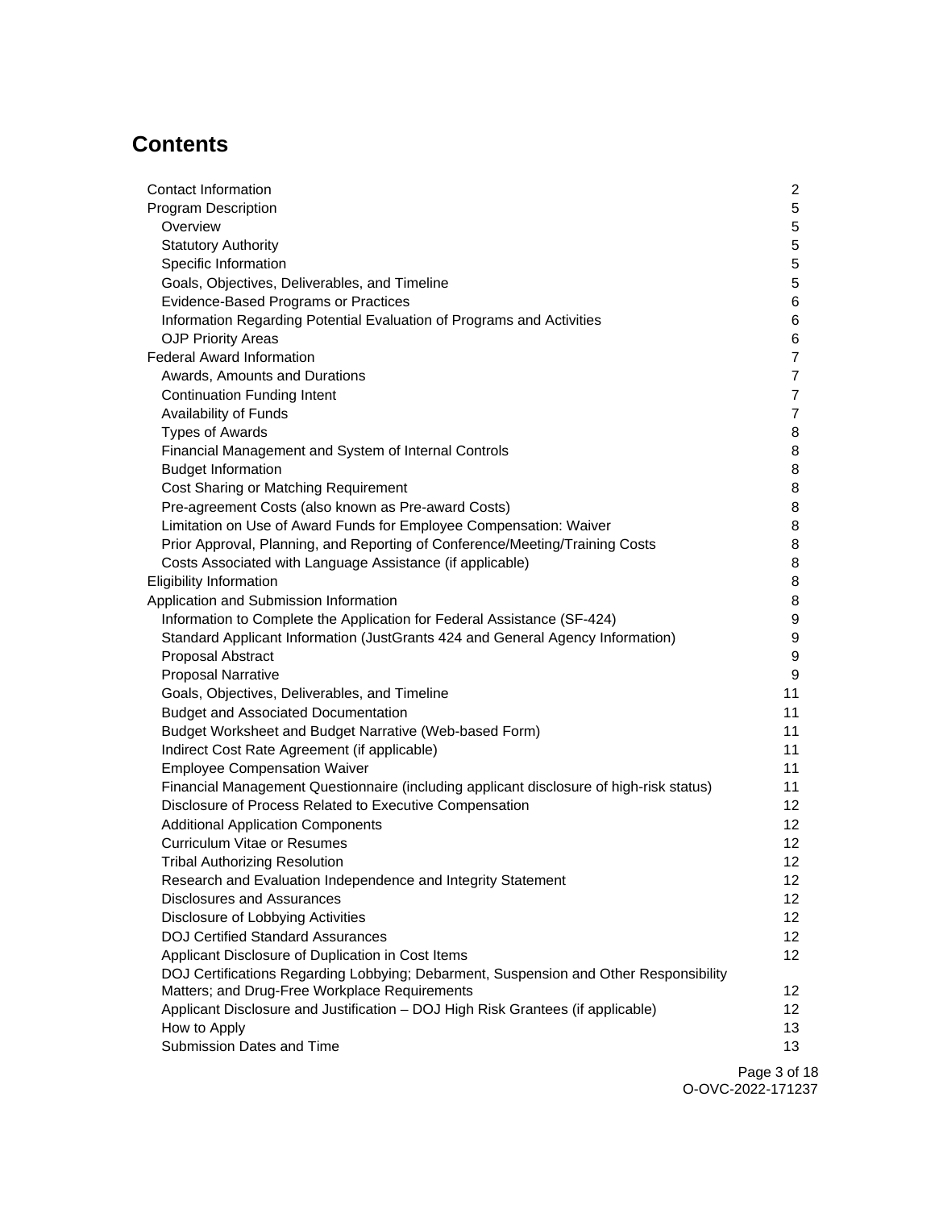## Contents

| | |
|---|---|
| Contact Information | 2 |
| Program Description | 5 |
| Overview | 5 |
| Statutory Authority | 5 |
| Specific Information | 5 |
| Goals, Objectives, Deliverables, and Timeline | 5 |
| Evidence-Based Programs or Practices | 6 |
| Information Regarding Potential Evaluation of Programs and Activities | 6 |
| OJP Priority Areas | 6 |
| Federal Award Information | 7 |
| Awards, Amounts and Durations | 7 |
| Continuation Funding Intent | 7 |
| Availability of Funds | 7 |
| Types of Awards | 8 |
| Financial Management and System of Internal Controls | 8 |
| Budget Information | 8 |
| Cost Sharing or Matching Requirement | 8 |
| Pre-agreement Costs (also known as Pre-award Costs) | 8 |
| Limitation on Use of Award Funds for Employee Compensation: Waiver | 8 |
| Prior Approval, Planning, and Reporting of Conference/Meeting/Training Costs | 8 |
| Costs Associated with Language Assistance (if applicable) | 8 |
| Eligibility Information | 8 |
| Application and Submission Information | 8 |
| Information to Complete the Application for Federal Assistance (SF-424) | 9 |
| Standard Applicant Information (JustGrants 424 and General Agency Information) | 9 |
| Proposal Abstract | 9 |
| Proposal Narrative | 9 |
| Goals, Objectives, Deliverables, and Timeline | 11 |
| Budget and Associated Documentation | 11 |
| Budget Worksheet and Budget Narrative (Web-based Form) | 11 |
| Indirect Cost Rate Agreement (if applicable) | 11 |
| Employee Compensation Waiver | 11 |
| Financial Management Questionnaire (including applicant disclosure of high-risk status) | 11 |
| Disclosure of Process Related to Executive Compensation | 12 |
| Additional Application Components | 12 |
| Curriculum Vitae or Resumes | 12 |
| Tribal Authorizing Resolution | 12 |
| Research and Evaluation Independence and Integrity Statement | 12 |
| Disclosures and Assurances | 12 |
| Disclosure of Lobbying Activities | 12 |
| DOJ Certified Standard Assurances | 12 |
| Applicant Disclosure of Duplication in Cost Items | 12 |
| DOJ Certifications Regarding Lobbying; Debarment, Suspension and Other Responsibility Matters; and Drug-Free Workplace Requirements | 12 |
| Applicant Disclosure and Justification – DOJ High Risk Grantees (if applicable) | 12 |
| How to Apply | 13 |
| Submission Dates and Time | 13 |

O-OVC-2022-171237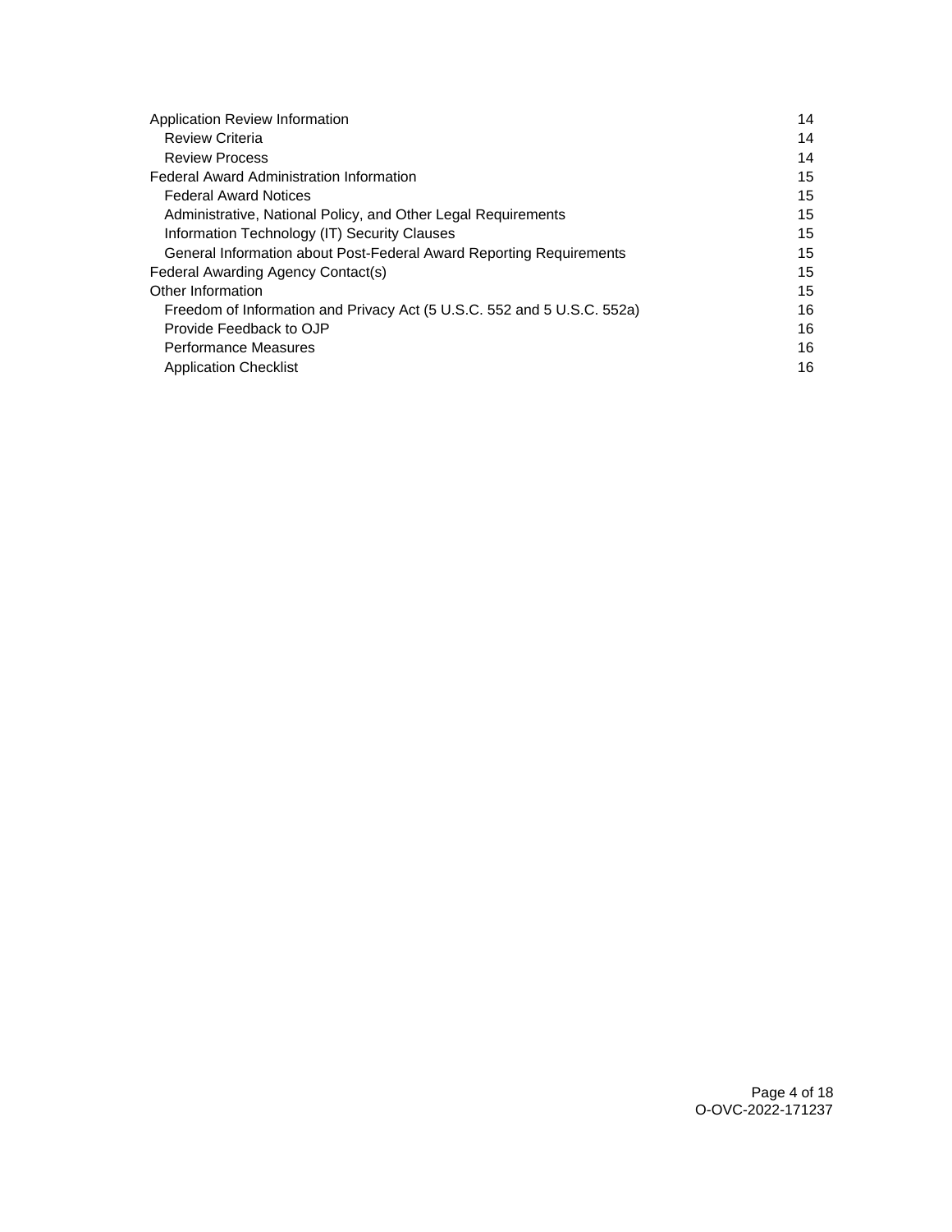| | |
|---|---|
| Application Review Information | 14 |
| Review Criteria | 14 |
| Review Process | 14 |
| Federal Award Administration Information | 15 |
| Federal Award Notices | 15 |
| Administrative, National Policy, and Other Legal Requirements | 15 |
| Information Technology (IT) Security Clauses | 15 |
| General Information about Post-Federal Award Reporting Requirements | 15 |
| Federal Awarding Agency Contact(s) | 15 |
| Other Information | 15 |
| Freedom of Information and Privacy Act (5 U.S.C. 552 and 5 U.S.C. 552a) | 16 |
| Provide Feedback to OJP | 16 |
| Performance Measures | 16 |
| Application Checklist | 16 |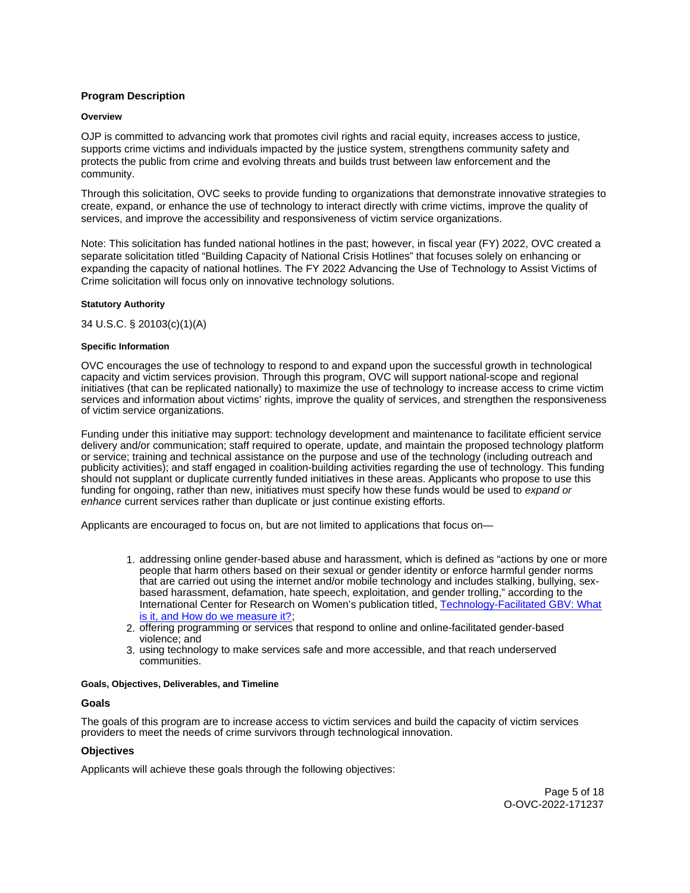## Program Description

#### Overview

OJP is committed to advancing work that promotes civil rights and racial equity, increases access to justice, supports crime victims and individuals impacted by the justice system, strengthens community safety and protects the public from crime and evolving threats and builds trust between law enforcement and the community.

Through this solicitation, OVC seeks to provide funding to organizations that demonstrate innovative strategies to create, expand, or enhance the use of technology to interact directly with crime victims, improve the quality of services, and improve the accessibility and responsiveness of victim service organizations.

Note: This solicitation has funded national hotlines in the past; however, in fiscal year (FY) 2022, OVC created a separate solicitation titled "Building Capacity of National Crisis Hotlines" that focuses solely on enhancing or expanding the capacity of national hotlines. The FY 2022 Advancing the Use of Technology to Assist Victims of Crime solicitation will focus only on innovative technology solutions.

#### Statutory Authority

34 U.S.C. § 20103(c)(1)(A)

#### Specific Information

OVC encourages the use of technology to respond to and expand upon the successful growth in technological capacity and victim services provision. Through this program, OVC will support national-scope and regional initiatives (that can be replicated nationally) to maximize the use of technology to increase access to crime victim services and information about victims' rights, improve the quality of services, and strengthen the responsiveness of victim service organizations.

Funding under this initiative may support: technology development and maintenance to facilitate efficient service delivery and/or communication; staff required to operate, update, and maintain the proposed technology platform or service; training and technical assistance on the purpose and use of the technology (including outreach and publicity activities); and staff engaged in coalition-building activities regarding the use of technology. This funding should not supplant or duplicate currently funded initiatives in these areas. Applicants who propose to use this funding for ongoing, rather than new, initiatives must specify how these funds would be used to *expand or enhance* current services rather than duplicate or just continue existing efforts.

Applicants are encouraged to focus on, but are not limited to applications that focus on—

1. addressing online gender-based abuse and harassment, which is defined as "actions by one or more people that harm others based on their sexual or gender identity or enforce harmful gender norms that are carried out using the internet and/or mobile technology and includes stalking, bullying, sex-based harassment, defamation, hate speech, exploitation, and gender trolling," according to the International Center for Research on Women's publication titled, [Technology-Facilitated GBV: What is it, and How do we measure it?](#);
2. offering programming or services that respond to online and online-facilitated gender-based violence; and
3. using technology to make services safe and more accessible, and that reach underserved communities.

#### Goals, Objectives, Deliverables, and Timeline

### Goals

The goals of this program are to increase access to victim services and build the capacity of victim services providers to meet the needs of crime survivors through technological innovation.

### Objectives

Applicants will achieve these goals through the following objectives: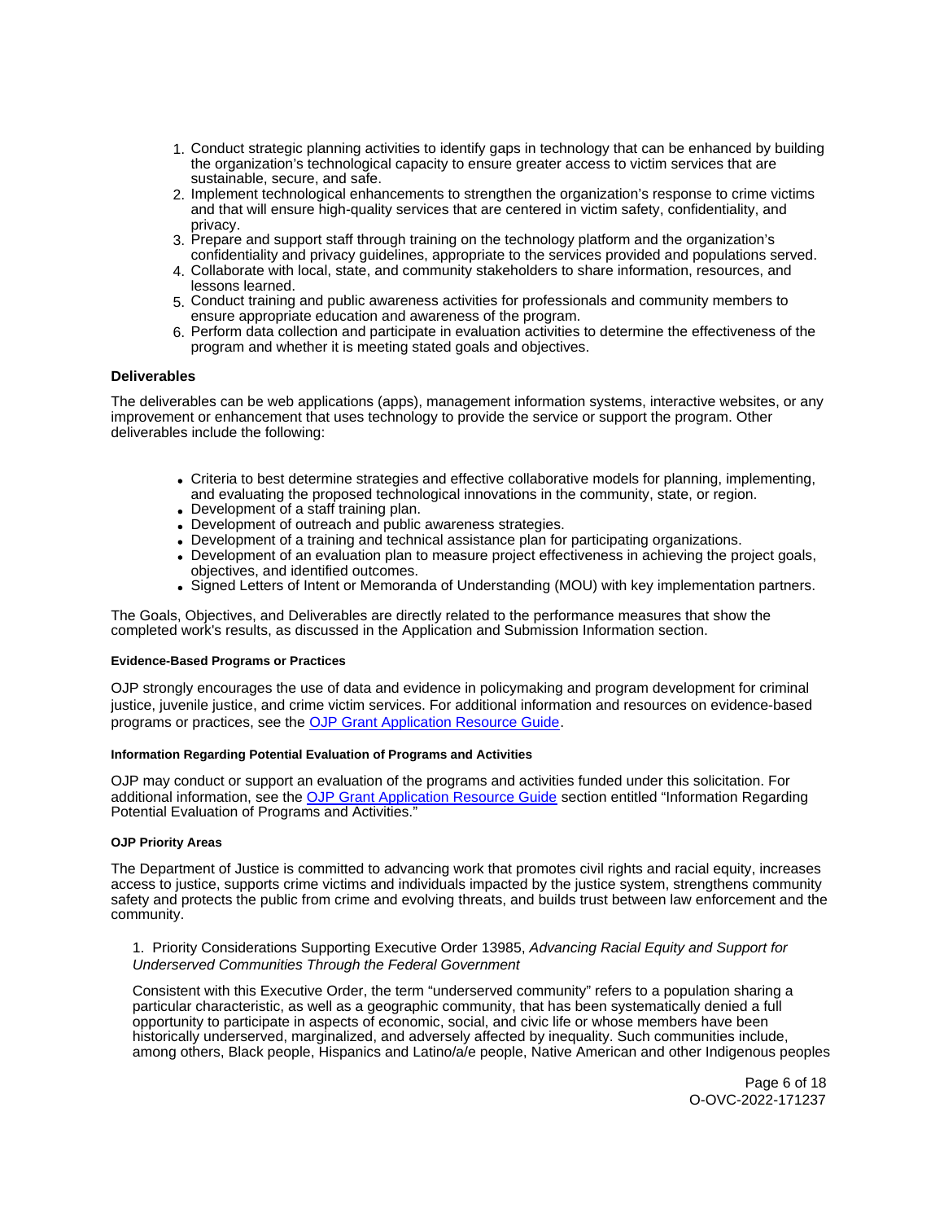1. Conduct strategic planning activities to identify gaps in technology that can be enhanced by building the organization's technological capacity to ensure greater access to victim services that are sustainable, secure, and safe.
2. Implement technological enhancements to strengthen the organization's response to crime victims and that will ensure high-quality services that are centered in victim safety, confidentiality, and privacy.
3. Prepare and support staff through training on the technology platform and the organization's confidentiality and privacy guidelines, appropriate to the services provided and populations served.
4. Collaborate with local, state, and community stakeholders to share information, resources, and lessons learned.
5. Conduct training and public awareness activities for professionals and community members to ensure appropriate education and awareness of the program.
6. Perform data collection and participate in evaluation activities to determine the effectiveness of the program and whether it is meeting stated goals and objectives.

### Deliverables

The deliverables can be web applications (apps), management information systems, interactive websites, or any improvement or enhancement that uses technology to provide the service or support the program. Other deliverables include the following:

- Criteria to best determine strategies and effective collaborative models for planning, implementing, and evaluating the proposed technological innovations in the community, state, or region.
- Development of a staff training plan.
- Development of outreach and public awareness strategies.
- Development of a training and technical assistance plan for participating organizations.
- Development of an evaluation plan to measure project effectiveness in achieving the project goals, objectives, and identified outcomes.
- Signed Letters of Intent or Memoranda of Understanding (MOU) with key implementation partners.

The Goals, Objectives, and Deliverables are directly related to the performance measures that show the completed work's results, as discussed in the Application and Submission Information section.

#### Evidence-Based Programs or Practices

OJP strongly encourages the use of data and evidence in policymaking and program development for criminal justice, juvenile justice, and crime victim services. For additional information and resources on evidence-based programs or practices, see the OJP Grant Application Resource Guide.

#### Information Regarding Potential Evaluation of Programs and Activities

OJP may conduct or support an evaluation of the programs and activities funded under this solicitation. For additional information, see the OJP Grant Application Resource Guide section entitled "Information Regarding Potential Evaluation of Programs and Activities."

#### OJP Priority Areas

The Department of Justice is committed to advancing work that promotes civil rights and racial equity, increases access to justice, supports crime victims and individuals impacted by the justice system, strengthens community safety and protects the public from crime and evolving threats, and builds trust between law enforcement and the community.

1. Priority Considerations Supporting Executive Order 13985, *Advancing Racial Equity and Support for Underserved Communities Through the Federal Government*

Consistent with this Executive Order, the term "underserved community" refers to a population sharing a particular characteristic, as well as a geographic community, that has been systematically denied a full opportunity to participate in aspects of economic, social, and civic life or whose members have been historically underserved, marginalized, and adversely affected by inequality. Such communities include, among others, Black people, Hispanics and Latino/a/e people, Native American and other Indigenous peoples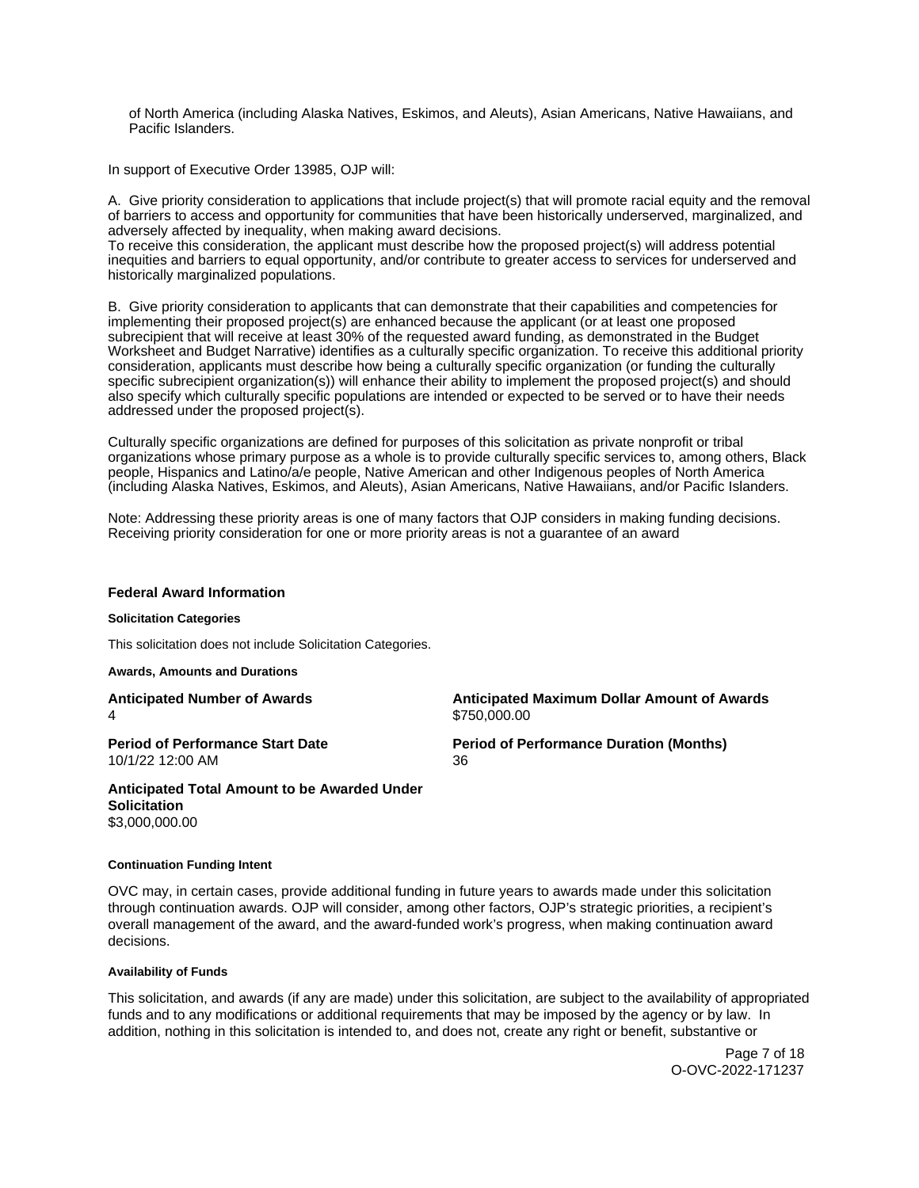of North America (including Alaska Natives, Eskimos, and Aleuts), Asian Americans, Native Hawaiians, and Pacific Islanders.

In support of Executive Order 13985, OJP will:

A. Give priority consideration to applications that include project(s) that will promote racial equity and the removal of barriers to access and opportunity for communities that have been historically underserved, marginalized, and adversely affected by inequality, when making award decisions.
To receive this consideration, the applicant must describe how the proposed project(s) will address potential inequities and barriers to equal opportunity, and/or contribute to greater access to services for underserved and historically marginalized populations.

B. Give priority consideration to applicants that can demonstrate that their capabilities and competencies for implementing their proposed project(s) are enhanced because the applicant (or at least one proposed subrecipient that will receive at least 30% of the requested award funding, as demonstrated in the Budget Worksheet and Budget Narrative) identifies as a culturally specific organization. To receive this additional priority consideration, applicants must describe how being a culturally specific organization (or funding the culturally specific subrecipient organization(s)) will enhance their ability to implement the proposed project(s) and should also specify which culturally specific populations are intended or expected to be served or to have their needs addressed under the proposed project(s).

Culturally specific organizations are defined for purposes of this solicitation as private nonprofit or tribal organizations whose primary purpose as a whole is to provide culturally specific services to, among others, Black people, Hispanics and Latino/a/e people, Native American and other Indigenous peoples of North America (including Alaska Natives, Eskimos, and Aleuts), Asian Americans, Native Hawaiians, and/or Pacific Islanders.

Note: Addressing these priority areas is one of many factors that OJP considers in making funding decisions. Receiving priority consideration for one or more priority areas is not a guarantee of an award

## Federal Award Information

#### Solicitation Categories

This solicitation does not include Solicitation Categories.

#### Awards, Amounts and Durations

**Anticipated Number of Awards**
4

**Anticipated Maximum Dollar Amount of Awards**
$750,000.00

**Period of Performance Start Date**
10/1/22 12:00 AM

**Period of Performance Duration (Months)**
36

**Anticipated Total Amount to be Awarded Under Solicitation**
$3,000,000.00

#### Continuation Funding Intent

OVC may, in certain cases, provide additional funding in future years to awards made under this solicitation through continuation awards. OJP will consider, among other factors, OJP's strategic priorities, a recipient's overall management of the award, and the award-funded work's progress, when making continuation award decisions.

#### Availability of Funds

This solicitation, and awards (if any are made) under this solicitation, are subject to the availability of appropriated funds and to any modifications or additional requirements that may be imposed by the agency or by law. In addition, nothing in this solicitation is intended to, and does not, create any right or benefit, substantive or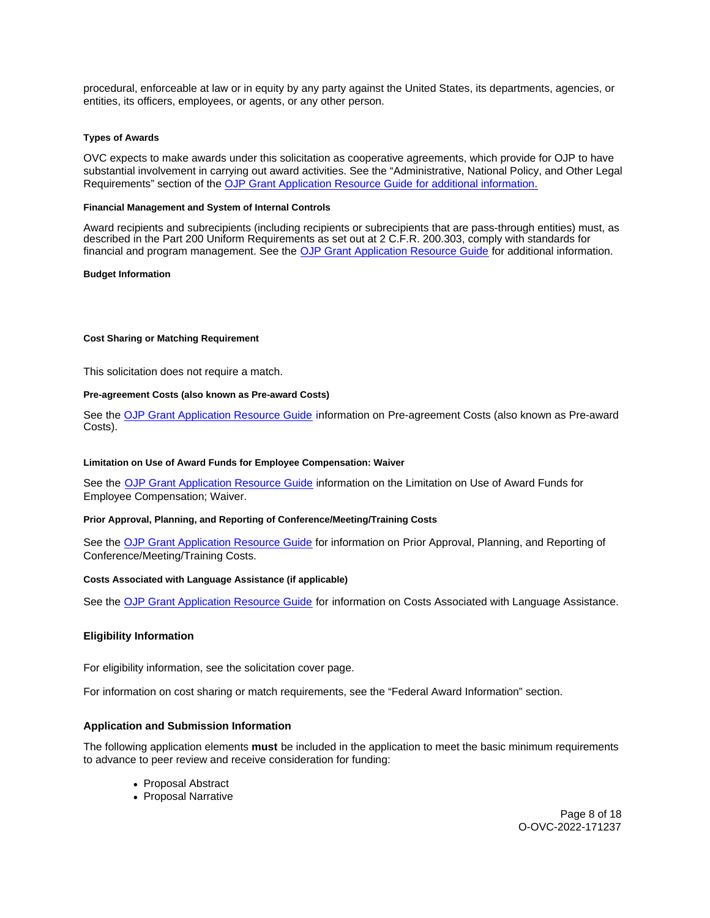procedural, enforceable at law or in equity by any party against the United States, its departments, agencies, or entities, its officers, employees, or agents, or any other person.

#### Types of Awards

OVC expects to make awards under this solicitation as cooperative agreements, which provide for OJP to have substantial involvement in carrying out award activities. See the "Administrative, National Policy, and Other Legal Requirements" section of the [OJP Grant Application Resource Guide for additional information.]()

#### Financial Management and System of Internal Controls

Award recipients and subrecipients (including recipients or subrecipients that are pass-through entities) must, as described in the Part 200 Uniform Requirements as set out at 2 C.F.R. 200.303, comply with standards for financial and program management. See the [OJP Grant Application Resource Guide]() for additional information.

#### Budget Information

#### Cost Sharing or Matching Requirement

This solicitation does not require a match.

#### Pre-agreement Costs (also known as Pre-award Costs)

See the [OJP Grant Application Resource Guide]() information on Pre-agreement Costs (also known as Pre-award Costs).

#### Limitation on Use of Award Funds for Employee Compensation: Waiver

See the [OJP Grant Application Resource Guide]() information on the Limitation on Use of Award Funds for Employee Compensation; Waiver.

#### Prior Approval, Planning, and Reporting of Conference/Meeting/Training Costs

See the [OJP Grant Application Resource Guide]() for information on Prior Approval, Planning, and Reporting of Conference/Meeting/Training Costs.

#### Costs Associated with Language Assistance (if applicable)

See the [OJP Grant Application Resource Guide]() for information on Costs Associated with Language Assistance.

### Eligibility Information

For eligibility information, see the solicitation cover page.

For information on cost sharing or match requirements, see the "Federal Award Information" section.

### Application and Submission Information

The following application elements **must** be included in the application to meet the basic minimum requirements to advance to peer review and receive consideration for funding:

- Proposal Abstract
- Proposal Narrative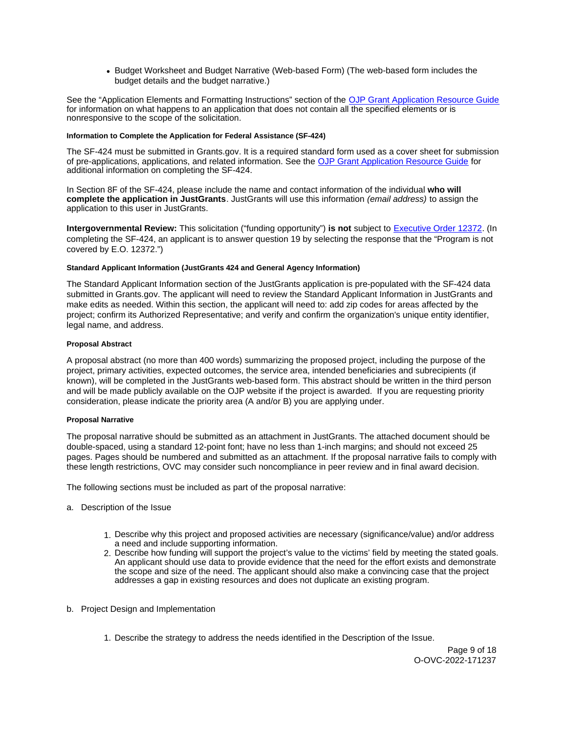- Budget Worksheet and Budget Narrative (Web-based Form) (The web-based form includes the budget details and the budget narrative.)

See the "Application Elements and Formatting Instructions" section of the [OJP Grant Application Resource Guide](https://www.ojp.gov/funding/apply/ojp-grant-application-resource-guide) for information on what happens to an application that does not contain all the specified elements or is nonresponsive to the scope of the solicitation.

#### Information to Complete the Application for Federal Assistance (SF-424)

The SF-424 must be submitted in Grants.gov. It is a required standard form used as a cover sheet for submission of pre-applications, applications, and related information. See the [OJP Grant Application Resource Guide](https://www.ojp.gov/funding/apply/ojp-grant-application-resource-guide) for additional information on completing the SF-424.

In Section 8F of the SF-424, please include the name and contact information of the individual **who will complete the application in JustGrants**. JustGrants will use this information *(email address)* to assign the application to this user in JustGrants.

**Intergovernmental Review:** This solicitation ("funding opportunity") **is not** subject to [Executive Order 12372](https://www.archives.gov/federal-register/codification/executive-order/12372.html). (In completing the SF-424, an applicant is to answer question 19 by selecting the response that the "Program is not covered by E.O. 12372.")

#### Standard Applicant Information (JustGrants 424 and General Agency Information)

The Standard Applicant Information section of the JustGrants application is pre-populated with the SF-424 data submitted in Grants.gov. The applicant will need to review the Standard Applicant Information in JustGrants and make edits as needed. Within this section, the applicant will need to: add zip codes for areas affected by the project; confirm its Authorized Representative; and verify and confirm the organization's unique entity identifier, legal name, and address.

#### Proposal Abstract

A proposal abstract (no more than 400 words) summarizing the proposed project, including the purpose of the project, primary activities, expected outcomes, the service area, intended beneficiaries and subrecipients (if known), will be completed in the JustGrants web-based form. This abstract should be written in the third person and will be made publicly available on the OJP website if the project is awarded. If you are requesting priority consideration, please indicate the priority area (A and/or B) you are applying under.

#### Proposal Narrative

The proposal narrative should be submitted as an attachment in JustGrants. The attached document should be double-spaced, using a standard 12-point font; have no less than 1-inch margins; and should not exceed 25 pages. Pages should be numbered and submitted as an attachment. If the proposal narrative fails to comply with these length restrictions, OVC may consider such noncompliance in peer review and in final award decision.

The following sections must be included as part of the proposal narrative:

a. Description of the Issue

1. Describe why this project and proposed activities are necessary (significance/value) and/or address a need and include supporting information.
2. Describe how funding will support the project's value to the victims' field by meeting the stated goals. An applicant should use data to provide evidence that the need for the effort exists and demonstrate the scope and size of the need. The applicant should also make a convincing case that the project addresses a gap in existing resources and does not duplicate an existing program.

b. Project Design and Implementation

1. Describe the strategy to address the needs identified in the Description of the Issue.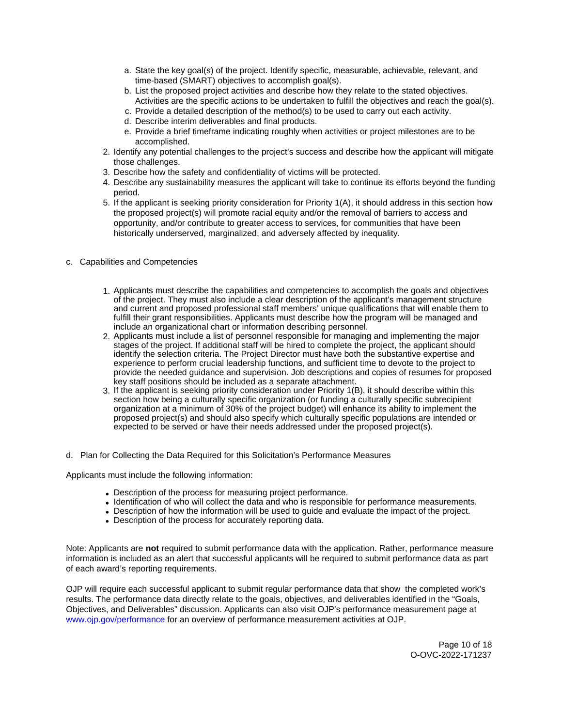a. State the key goal(s) of the project. Identify specific, measurable, achievable, relevant, and time-based (SMART) objectives to accomplish goal(s).
b. List the proposed project activities and describe how they relate to the stated objectives. Activities are the specific actions to be undertaken to fulfill the objectives and reach the goal(s).
c. Provide a detailed description of the method(s) to be used to carry out each activity.
d. Describe interim deliverables and final products.
e. Provide a brief timeframe indicating roughly when activities or project milestones are to be accomplished.

2. Identify any potential challenges to the project's success and describe how the applicant will mitigate those challenges.
3. Describe how the safety and confidentiality of victims will be protected.
4. Describe any sustainability measures the applicant will take to continue its efforts beyond the funding period.
5. If the applicant is seeking priority consideration for Priority 1(A), it should address in this section how the proposed project(s) will promote racial equity and/or the removal of barriers to access and opportunity, and/or contribute to greater access to services, for communities that have been historically underserved, marginalized, and adversely affected by inequality.

c. Capabilities and Competencies

1. Applicants must describe the capabilities and competencies to accomplish the goals and objectives of the project. They must also include a clear description of the applicant's management structure and current and proposed professional staff members' unique qualifications that will enable them to fulfill their grant responsibilities. Applicants must describe how the program will be managed and include an organizational chart or information describing personnel.
2. Applicants must include a list of personnel responsible for managing and implementing the major stages of the project. If additional staff will be hired to complete the project, the applicant should identify the selection criteria. The Project Director must have both the substantive expertise and experience to perform crucial leadership functions, and sufficient time to devote to the project to provide the needed guidance and supervision. Job descriptions and copies of resumes for proposed key staff positions should be included as a separate attachment.
3. If the applicant is seeking priority consideration under Priority 1(B), it should describe within this section how being a culturally specific organization (or funding a culturally specific subrecipient organization at a minimum of 30% of the project budget) will enhance its ability to implement the proposed project(s) and should also specify which culturally specific populations are intended or expected to be served or have their needs addressed under the proposed project(s).

d. Plan for Collecting the Data Required for this Solicitation's Performance Measures

Applicants must include the following information:

- Description of the process for measuring project performance.
- Identification of who will collect the data and who is responsible for performance measurements.
- Description of how the information will be used to guide and evaluate the impact of the project.
- Description of the process for accurately reporting data.

Note: Applicants are **not** required to submit performance data with the application. Rather, performance measure information is included as an alert that successful applicants will be required to submit performance data as part of each award's reporting requirements.

OJP will require each successful applicant to submit regular performance data that show the completed work's results. The performance data directly relate to the goals, objectives, and deliverables identified in the "Goals, Objectives, and Deliverables" discussion. Applicants can also visit OJP's performance measurement page at [www.ojp.gov/performance](www.ojp.gov/performance) for an overview of performance measurement activities at OJP.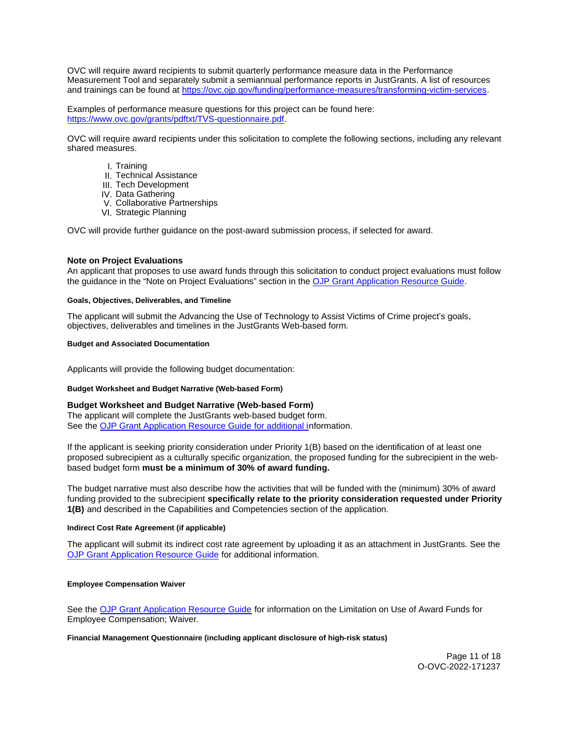OVC will require award recipients to submit quarterly performance measure data in the Performance Measurement Tool and separately submit a semiannual performance reports in JustGrants. A list of resources and trainings can be found at [https://ovc.ojp.gov/funding/performance-measures/transforming-victim-services](https://ovc.ojp.gov/funding/performance-measures/transforming-victim-services).

Examples of performance measure questions for this project can be found here: [https://www.ovc.gov/grants/pdftxt/TVS-questionnaire.pdf](https://www.ovc.gov/grants/pdftxt/TVS-questionnaire.pdf).

OVC will require award recipients under this solicitation to complete the following sections, including any relevant shared measures.

I. Training
II. Technical Assistance
III. Tech Development
IV. Data Gathering
V. Collaborative Partnerships
VI. Strategic Planning

OVC will provide further guidance on the post-award submission process, if selected for award.

### Note on Project Evaluations

An applicant that proposes to use award funds through this solicitation to conduct project evaluations must follow the guidance in the "Note on Project Evaluations" section in the OJP Grant Application Resource Guide.

#### Goals, Objectives, Deliverables, and Timeline

The applicant will submit the Advancing the Use of Technology to Assist Victims of Crime project's goals, objectives, deliverables and timelines in the JustGrants Web-based form.

#### Budget and Associated Documentation

Applicants will provide the following budget documentation:

#### Budget Worksheet and Budget Narrative (Web-based Form)

### Budget Worksheet and Budget Narrative (Web-based Form)

The applicant will complete the JustGrants web-based budget form.
See the OJP Grant Application Resource Guide for additional information.

If the applicant is seeking priority consideration under Priority 1(B) based on the identification of at least one proposed subrecipient as a culturally specific organization, the proposed funding for the subrecipient in the web-based budget form **must be a minimum of 30% of award funding.**

The budget narrative must also describe how the activities that will be funded with the (minimum) 30% of award funding provided to the subrecipient **specifically relate to the priority consideration requested under Priority 1(B)** and described in the Capabilities and Competencies section of the application.

#### Indirect Cost Rate Agreement (if applicable)

The applicant will submit its indirect cost rate agreement by uploading it as an attachment in JustGrants. See the OJP Grant Application Resource Guide for additional information.

#### Employee Compensation Waiver

See the OJP Grant Application Resource Guide for information on the Limitation on Use of Award Funds for Employee Compensation; Waiver.

#### Financial Management Questionnaire (including applicant disclosure of high-risk status)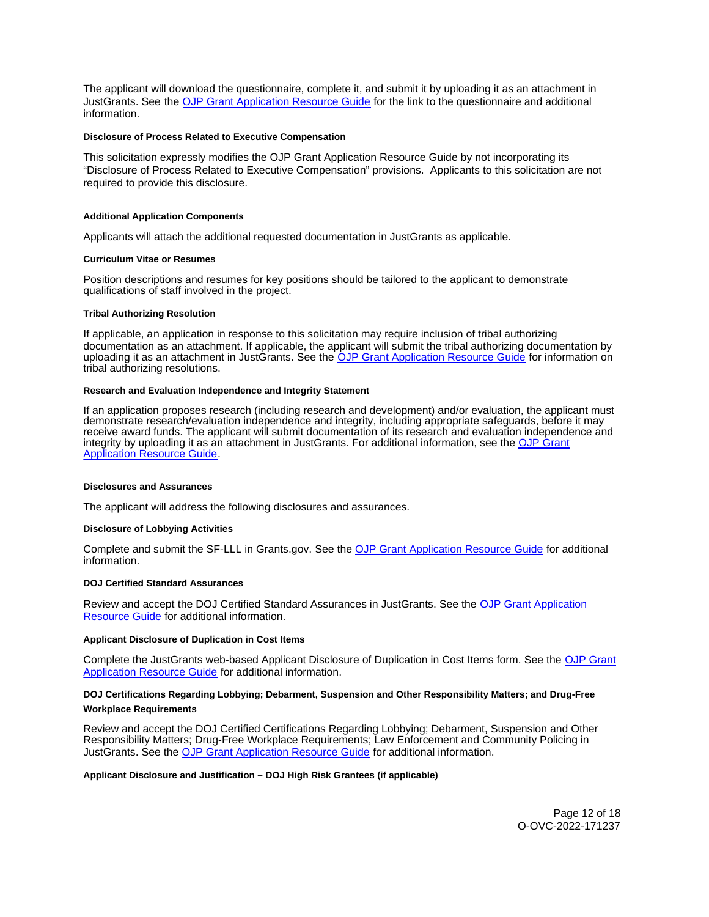The applicant will download the questionnaire, complete it, and submit it by uploading it as an attachment in JustGrants. See the [OJP Grant Application Resource Guide](#) for the link to the questionnaire and additional information.

#### Disclosure of Process Related to Executive Compensation

This solicitation expressly modifies the OJP Grant Application Resource Guide by not incorporating its "Disclosure of Process Related to Executive Compensation" provisions. Applicants to this solicitation are not required to provide this disclosure.

#### Additional Application Components

Applicants will attach the additional requested documentation in JustGrants as applicable.

#### Curriculum Vitae or Resumes

Position descriptions and resumes for key positions should be tailored to the applicant to demonstrate qualifications of staff involved in the project.

#### Tribal Authorizing Resolution

If applicable, an application in response to this solicitation may require inclusion of tribal authorizing documentation as an attachment. If applicable, the applicant will submit the tribal authorizing documentation by uploading it as an attachment in JustGrants. See the [OJP Grant Application Resource Guide](#) for information on tribal authorizing resolutions.

#### Research and Evaluation Independence and Integrity Statement

If an application proposes research (including research and development) and/or evaluation, the applicant must demonstrate research/evaluation independence and integrity, including appropriate safeguards, before it may receive award funds. The applicant will submit documentation of its research and evaluation independence and integrity by uploading it as an attachment in JustGrants. For additional information, see the [OJP Grant Application Resource Guide](#).

#### Disclosures and Assurances

The applicant will address the following disclosures and assurances.

#### Disclosure of Lobbying Activities

Complete and submit the SF-LLL in Grants.gov. See the [OJP Grant Application Resource Guide](#) for additional information.

#### DOJ Certified Standard Assurances

Review and accept the DOJ Certified Standard Assurances in JustGrants. See the [OJP Grant Application Resource Guide](#) for additional information.

#### Applicant Disclosure of Duplication in Cost Items

Complete the JustGrants web-based Applicant Disclosure of Duplication in Cost Items form. See the [OJP Grant Application Resource Guide](#) for additional information.

#### DOJ Certifications Regarding Lobbying; Debarment, Suspension and Other Responsibility Matters; and Drug-Free Workplace Requirements

Review and accept the DOJ Certified Certifications Regarding Lobbying; Debarment, Suspension and Other Responsibility Matters; Drug-Free Workplace Requirements; Law Enforcement and Community Policing in JustGrants. See the [OJP Grant Application Resource Guide](#) for additional information.

#### Applicant Disclosure and Justification – DOJ High Risk Grantees (if applicable)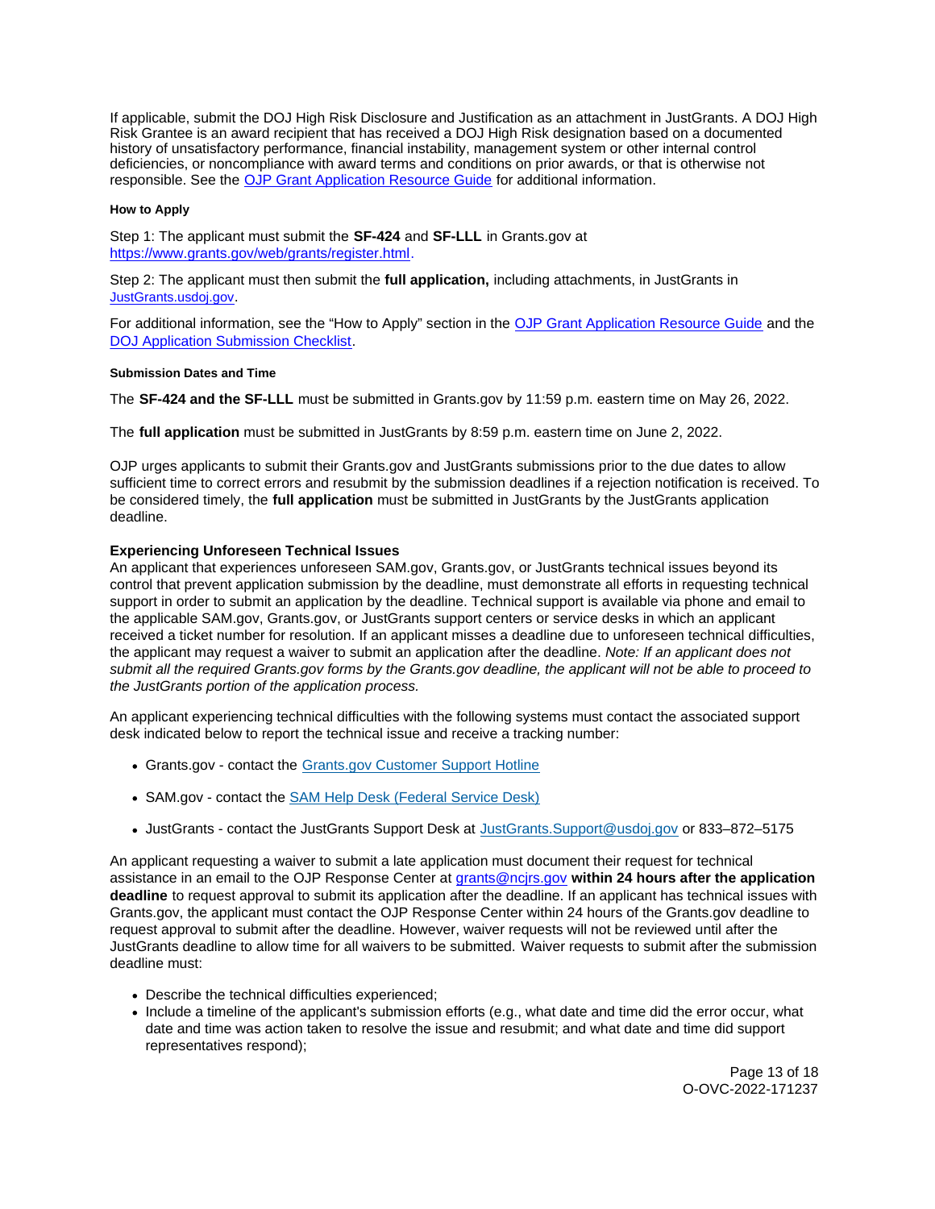If applicable, submit the DOJ High Risk Disclosure and Justification as an attachment in JustGrants. A DOJ High Risk Grantee is an award recipient that has received a DOJ High Risk designation based on a documented history of unsatisfactory performance, financial instability, management system or other internal control deficiencies, or noncompliance with award terms and conditions on prior awards, or that is otherwise not responsible. See the [OJP Grant Application Resource Guide](#) for additional information.

#### How to Apply

Step 1: The applicant must submit the **SF-424** and **SF-LLL** in Grants.gov at [https://www.grants.gov/web/grants/register.html](https://www.grants.gov/web/grants/register.html).

Step 2: The applicant must then submit the **full application,** including attachments, in JustGrants in [JustGrants.usdoj.gov](https://JustGrants.usdoj.gov).

For additional information, see the "How to Apply" section in the [OJP Grant Application Resource Guide](#) and the [DOJ Application Submission Checklist](#).

#### Submission Dates and Time

The **SF-424 and the SF-LLL** must be submitted in Grants.gov by 11:59 p.m. eastern time on May 26, 2022.

The **full application** must be submitted in JustGrants by 8:59 p.m. eastern time on June 2, 2022.

OJP urges applicants to submit their Grants.gov and JustGrants submissions prior to the due dates to allow sufficient time to correct errors and resubmit by the submission deadlines if a rejection notification is received. To be considered timely, the **full application** must be submitted in JustGrants by the JustGrants application deadline.

### Experiencing Unforeseen Technical Issues

An applicant that experiences unforeseen SAM.gov, Grants.gov, or JustGrants technical issues beyond its control that prevent application submission by the deadline, must demonstrate all efforts in requesting technical support in order to submit an application by the deadline. Technical support is available via phone and email to the applicable SAM.gov, Grants.gov, or JustGrants support centers or service desks in which an applicant received a ticket number for resolution. If an applicant misses a deadline due to unforeseen technical difficulties, the applicant may request a waiver to submit an application after the deadline. *Note: If an applicant does not submit all the required Grants.gov forms by the Grants.gov deadline, the applicant will not be able to proceed to the JustGrants portion of the application process.*

An applicant experiencing technical difficulties with the following systems must contact the associated support desk indicated below to report the technical issue and receive a tracking number:

- Grants.gov - contact the [Grants.gov Customer Support Hotline](#)
- SAM.gov - contact the [SAM Help Desk (Federal Service Desk)](#)
- JustGrants - contact the JustGrants Support Desk at [JustGrants.Support@usdoj.gov](mailto:JustGrants.Support@usdoj.gov) or 833–872–5175

An applicant requesting a waiver to submit a late application must document their request for technical assistance in an email to the OJP Response Center at [grants@ncjrs.gov](mailto:grants@ncjrs.gov) **within 24 hours after the application deadline** to request approval to submit its application after the deadline. If an applicant has technical issues with Grants.gov, the applicant must contact the OJP Response Center within 24 hours of the Grants.gov deadline to request approval to submit after the deadline. However, waiver requests will not be reviewed until after the JustGrants deadline to allow time for all waivers to be submitted. Waiver requests to submit after the submission deadline must:

- Describe the technical difficulties experienced;
- Include a timeline of the applicant's submission efforts (e.g., what date and time did the error occur, what date and time was action taken to resolve the issue and resubmit; and what date and time did support representatives respond);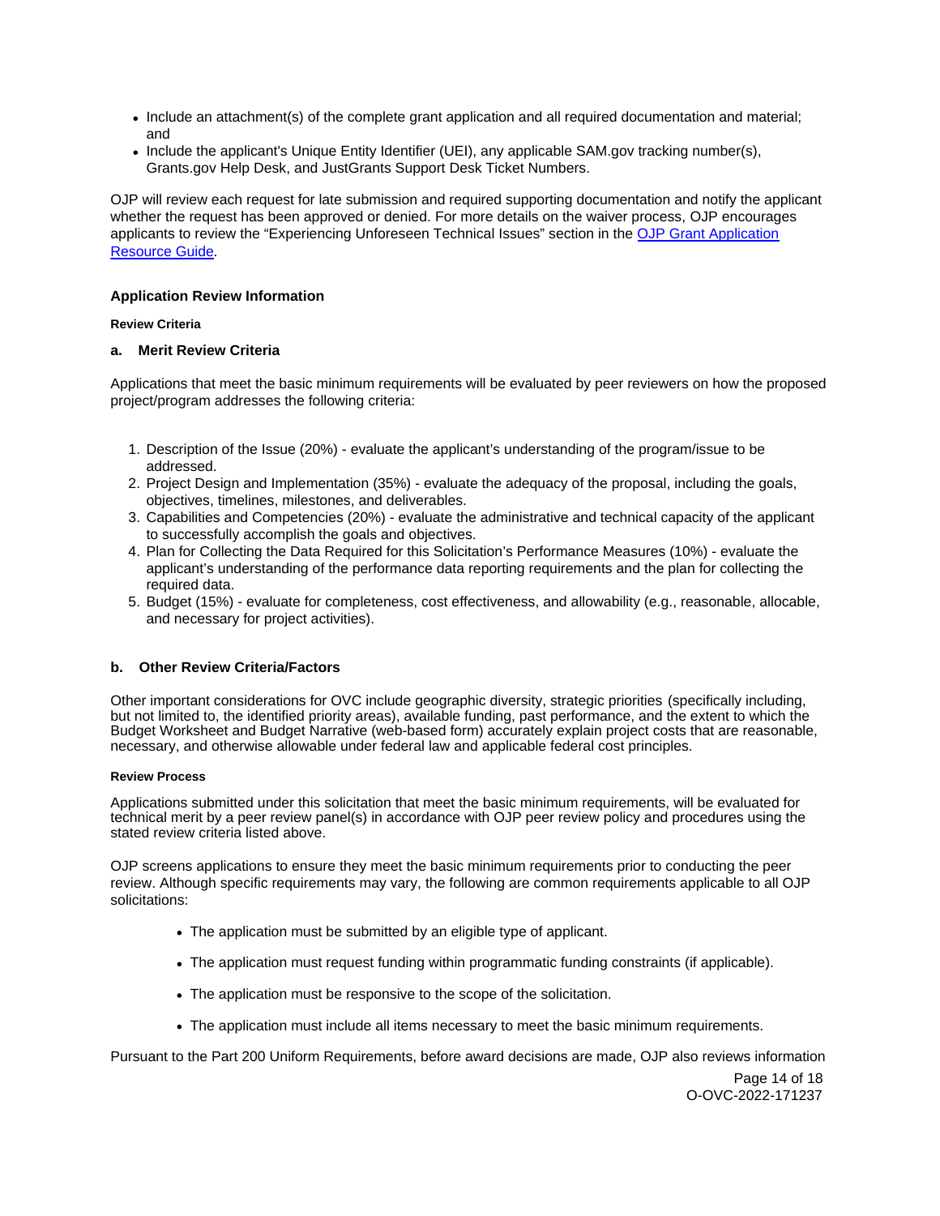- Include an attachment(s) of the complete grant application and all required documentation and material; and
- Include the applicant's Unique Entity Identifier (UEI), any applicable SAM.gov tracking number(s), Grants.gov Help Desk, and JustGrants Support Desk Ticket Numbers.

OJP will review each request for late submission and required supporting documentation and notify the applicant whether the request has been approved or denied. For more details on the waiver process, OJP encourages applicants to review the "Experiencing Unforeseen Technical Issues" section in the [OJP Grant Application Resource Guide](https://www.ojp.gov/funding/apply/ojp-grant-application-resource-guide).

### Application Review Information

#### Review Criteria

#### a. Merit Review Criteria

Applications that meet the basic minimum requirements will be evaluated by peer reviewers on how the proposed project/program addresses the following criteria:

1. Description of the Issue (20%) - evaluate the applicant's understanding of the program/issue to be addressed.
2. Project Design and Implementation (35%) - evaluate the adequacy of the proposal, including the goals, objectives, timelines, milestones, and deliverables.
3. Capabilities and Competencies (20%) - evaluate the administrative and technical capacity of the applicant to successfully accomplish the goals and objectives.
4. Plan for Collecting the Data Required for this Solicitation's Performance Measures (10%) - evaluate the applicant's understanding of the performance data reporting requirements and the plan for collecting the required data.
5. Budget (15%) - evaluate for completeness, cost effectiveness, and allowability (e.g., reasonable, allocable, and necessary for project activities).

#### b. Other Review Criteria/Factors

Other important considerations for OVC include geographic diversity, strategic priorities (specifically including, but not limited to, the identified priority areas), available funding, past performance, and the extent to which the Budget Worksheet and Budget Narrative (web-based form) accurately explain project costs that are reasonable, necessary, and otherwise allowable under federal law and applicable federal cost principles.

#### Review Process

Applications submitted under this solicitation that meet the basic minimum requirements, will be evaluated for technical merit by a peer review panel(s) in accordance with OJP peer review policy and procedures using the stated review criteria listed above.

OJP screens applications to ensure they meet the basic minimum requirements prior to conducting the peer review. Although specific requirements may vary, the following are common requirements applicable to all OJP solicitations:

- The application must be submitted by an eligible type of applicant.
- The application must request funding within programmatic funding constraints (if applicable).
- The application must be responsive to the scope of the solicitation.
- The application must include all items necessary to meet the basic minimum requirements.

Pursuant to the Part 200 Uniform Requirements, before award decisions are made, OJP also reviews information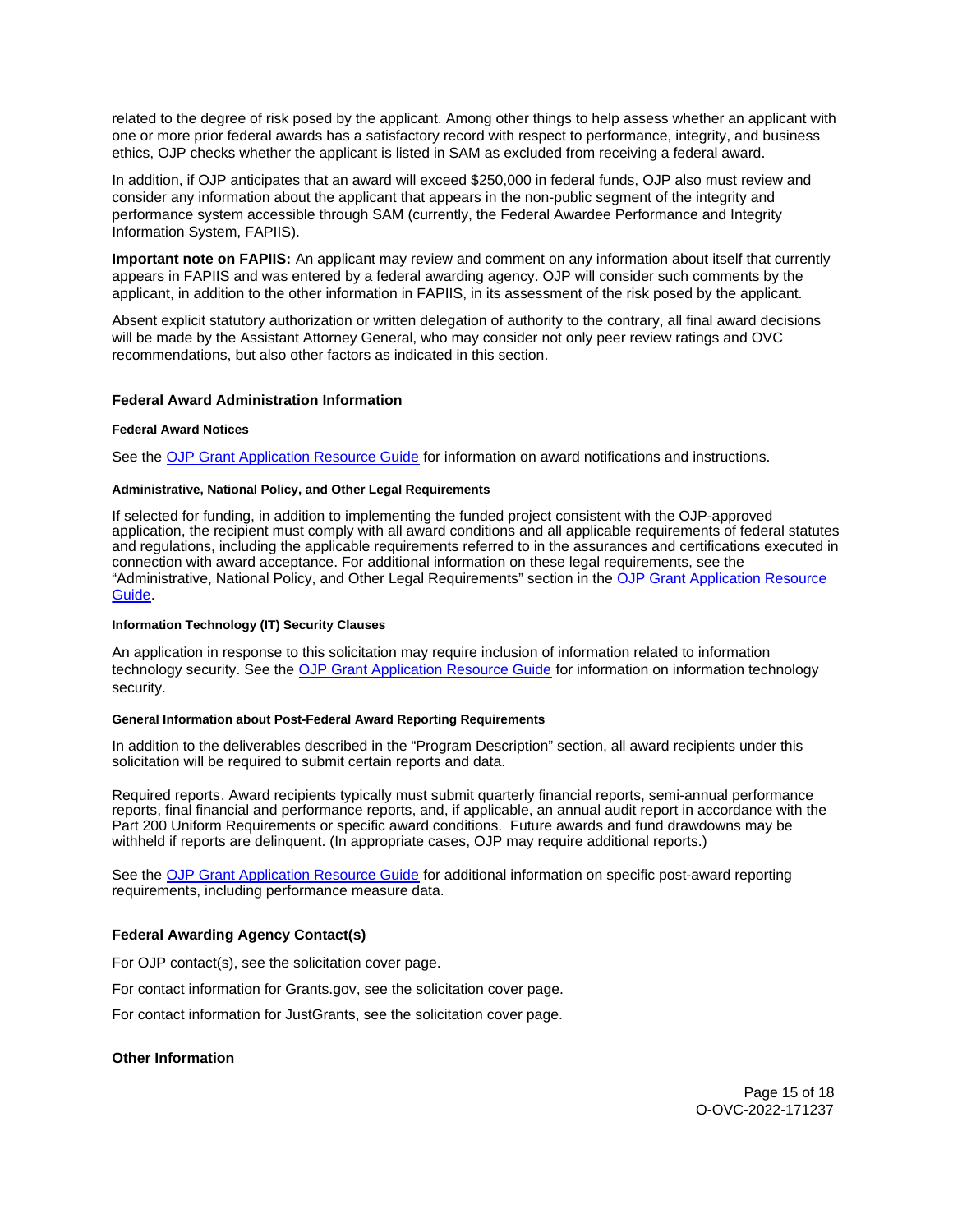related to the degree of risk posed by the applicant. Among other things to help assess whether an applicant with one or more prior federal awards has a satisfactory record with respect to performance, integrity, and business ethics, OJP checks whether the applicant is listed in SAM as excluded from receiving a federal award.

In addition, if OJP anticipates that an award will exceed $250,000 in federal funds, OJP also must review and consider any information about the applicant that appears in the non-public segment of the integrity and performance system accessible through SAM (currently, the Federal Awardee Performance and Integrity Information System, FAPIIS).

**Important note on FAPIIS:** An applicant may review and comment on any information about itself that currently appears in FAPIIS and was entered by a federal awarding agency. OJP will consider such comments by the applicant, in addition to the other information in FAPIIS, in its assessment of the risk posed by the applicant.

Absent explicit statutory authorization or written delegation of authority to the contrary, all final award decisions will be made by the Assistant Attorney General, who may consider not only peer review ratings and OVC recommendations, but also other factors as indicated in this section.

### Federal Award Administration Information

#### Federal Award Notices

See the OJP Grant Application Resource Guide for information on award notifications and instructions.

#### Administrative, National Policy, and Other Legal Requirements

If selected for funding, in addition to implementing the funded project consistent with the OJP-approved application, the recipient must comply with all award conditions and all applicable requirements of federal statutes and regulations, including the applicable requirements referred to in the assurances and certifications executed in connection with award acceptance. For additional information on these legal requirements, see the "Administrative, National Policy, and Other Legal Requirements" section in the OJP Grant Application Resource Guide.

#### Information Technology (IT) Security Clauses

An application in response to this solicitation may require inclusion of information related to information technology security. See the OJP Grant Application Resource Guide for information on information technology security.

#### General Information about Post-Federal Award Reporting Requirements

In addition to the deliverables described in the "Program Description" section, all award recipients under this solicitation will be required to submit certain reports and data.

Required reports. Award recipients typically must submit quarterly financial reports, semi-annual performance reports, final financial and performance reports, and, if applicable, an annual audit report in accordance with the Part 200 Uniform Requirements or specific award conditions. Future awards and fund drawdowns may be withheld if reports are delinquent. (In appropriate cases, OJP may require additional reports.)

See the OJP Grant Application Resource Guide for additional information on specific post-award reporting requirements, including performance measure data.

### Federal Awarding Agency Contact(s)

For OJP contact(s), see the solicitation cover page.

For contact information for Grants.gov, see the solicitation cover page.

For contact information for JustGrants, see the solicitation cover page.

### Other Information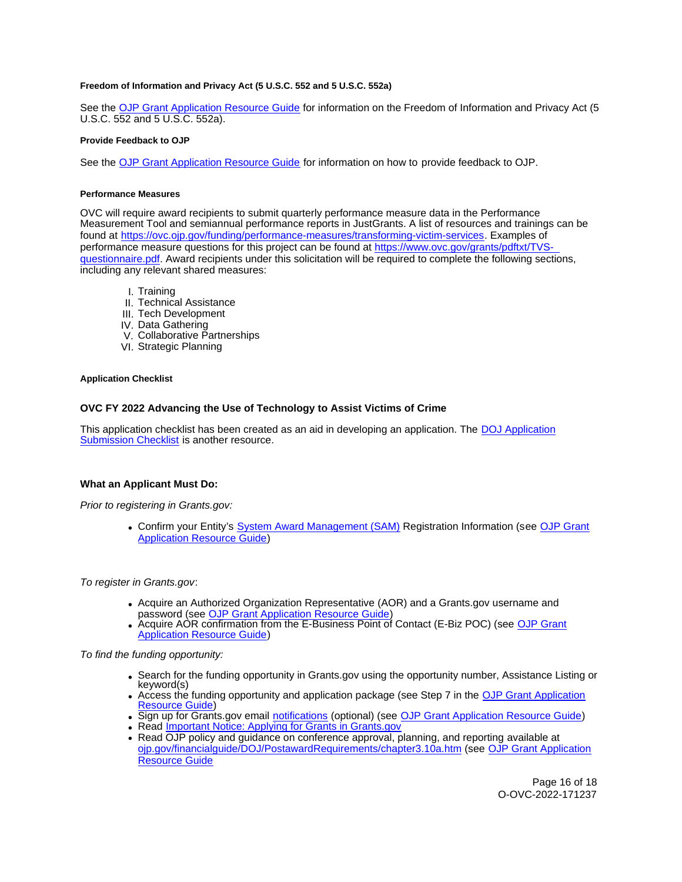#### Freedom of Information and Privacy Act (5 U.S.C. 552 and 5 U.S.C. 552a)

See the OJP Grant Application Resource Guide for information on the Freedom of Information and Privacy Act (5 U.S.C. 552 and 5 U.S.C. 552a).

#### Provide Feedback to OJP

See the OJP Grant Application Resource Guide for information on how to provide feedback to OJP.

#### Performance Measures

OVC will require award recipients to submit quarterly performance measure data in the Performance Measurement Tool and semiannual performance reports in JustGrants. A list of resources and trainings can be found at https://ovc.ojp.gov/funding/performance-measures/transforming-victim-services. Examples of performance measure questions for this project can be found at https://www.ovc.gov/grants/pdftxt/TVS-questionnaire.pdf. Award recipients under this solicitation will be required to complete the following sections, including any relevant shared measures:

I. Training
II. Technical Assistance
III. Tech Development
IV. Data Gathering
V. Collaborative Partnerships
VI. Strategic Planning

#### Application Checklist

### OVC FY 2022 Advancing the Use of Technology to Assist Victims of Crime

This application checklist has been created as an aid in developing an application. The DOJ Application Submission Checklist is another resource.

### What an Applicant Must Do:

*Prior to registering in Grants.gov:*

- Confirm your Entity's System Award Management (SAM) Registration Information (see OJP Grant Application Resource Guide)

*To register in Grants.gov*:

- Acquire an Authorized Organization Representative (AOR) and a Grants.gov username and password (see OJP Grant Application Resource Guide)
- Acquire AOR confirmation from the E-Business Point of Contact (E-Biz POC) (see OJP Grant Application Resource Guide)

*To find the funding opportunity:*

- Search for the funding opportunity in Grants.gov using the opportunity number, Assistance Listing or keyword(s)
- Access the funding opportunity and application package (see Step 7 in the OJP Grant Application Resource Guide)
- Sign up for Grants.gov email notifications (optional) (see OJP Grant Application Resource Guide)
- Read Important Notice: Applying for Grants in Grants.gov
- Read OJP policy and guidance on conference approval, planning, and reporting available at ojp.gov/financialguide/DOJ/PostawardRequirements/chapter3.10a.htm (see OJP Grant Application Resource Guide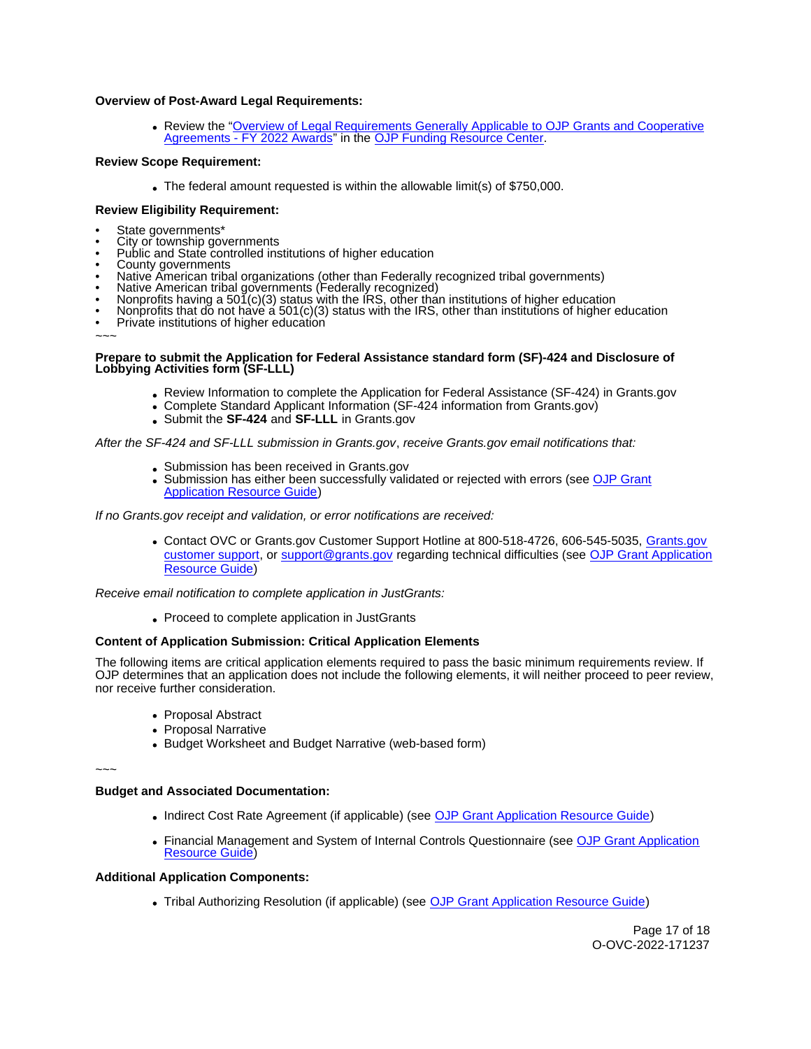**Overview of Post-Award Legal Requirements:**

- Review the "[Overview of Legal Requirements Generally Applicable to OJP Grants and Cooperative Agreements - FY 2022 Awards]" in the [OJP Funding Resource Center].

**Review Scope Requirement:**

- The federal amount requested is within the allowable limit(s) of $750,000.

**Review Eligibility Requirement:**

- State governments*
- City or township governments
- Public and State controlled institutions of higher education
- County governments
- Native American tribal organizations (other than Federally recognized tribal governments)
- Native American tribal governments (Federally recognized)
- Nonprofits having a 501(c)(3) status with the IRS, other than institutions of higher education
- Nonprofits that do not have a 501(c)(3) status with the IRS, other than institutions of higher education
- Private institutions of higher education

~~~

**Prepare to submit the Application for Federal Assistance standard form (SF)-424 and Disclosure of Lobbying Activities form (SF-LLL)**

- Review Information to complete the Application for Federal Assistance (SF-424) in Grants.gov
- Complete Standard Applicant Information (SF-424 information from Grants.gov)
- Submit the **SF-424** and **SF-LLL** in Grants.gov

*After the SF-424 and SF-LLL submission in Grants.gov*, *receive Grants.gov email notifications that:*

- Submission has been received in Grants.gov
- Submission has either been successfully validated or rejected with errors (see [OJP Grant Application Resource Guide])

*If no Grants.gov receipt and validation, or error notifications are received:*

- Contact OVC or Grants.gov Customer Support Hotline at 800-518-4726, 606-545-5035, [Grants.gov customer support], or [support@grants.gov] regarding technical difficulties (see [OJP Grant Application Resource Guide])

*Receive email notification to complete application in JustGrants:*

- Proceed to complete application in JustGrants

**Content of Application Submission: Critical Application Elements**

The following items are critical application elements required to pass the basic minimum requirements review. If OJP determines that an application does not include the following elements, it will neither proceed to peer review, nor receive further consideration.

- Proposal Abstract
- Proposal Narrative
- Budget Worksheet and Budget Narrative (web-based form)

~~~

**Budget and Associated Documentation:**

- Indirect Cost Rate Agreement (if applicable) (see [OJP Grant Application Resource Guide])
- Financial Management and System of Internal Controls Questionnaire (see [OJP Grant Application Resource Guide])

**Additional Application Components:**

- Tribal Authorizing Resolution (if applicable) (see [OJP Grant Application Resource Guide])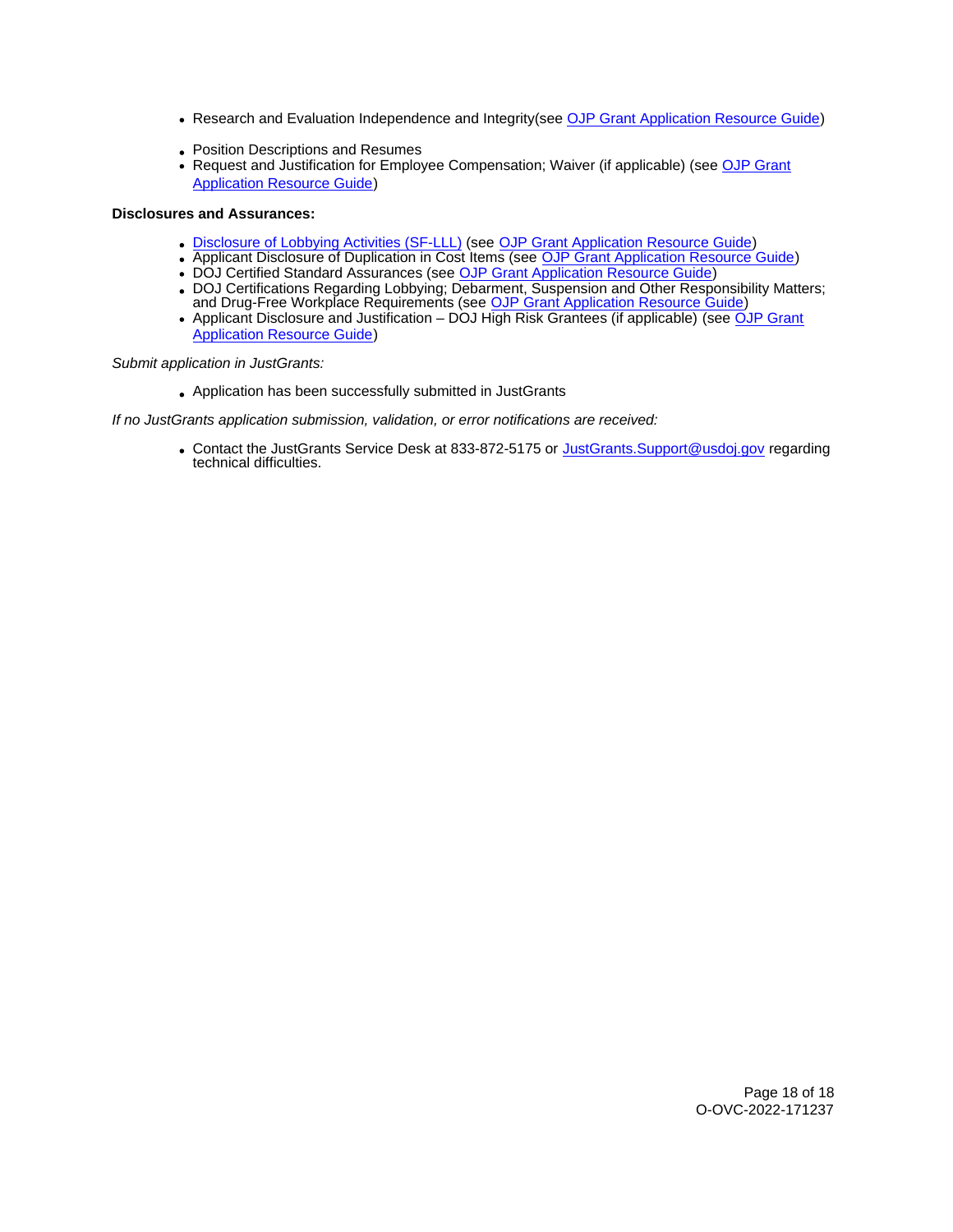- Research and Evaluation Independence and Integrity(see OJP Grant Application Resource Guide)
- Position Descriptions and Resumes
- Request and Justification for Employee Compensation; Waiver (if applicable) (see OJP Grant Application Resource Guide)

**Disclosures and Assurances:**

- Disclosure of Lobbying Activities (SF-LLL) (see OJP Grant Application Resource Guide)
- Applicant Disclosure of Duplication in Cost Items (see OJP Grant Application Resource Guide)
- DOJ Certified Standard Assurances (see OJP Grant Application Resource Guide)
- DOJ Certifications Regarding Lobbying; Debarment, Suspension and Other Responsibility Matters; and Drug-Free Workplace Requirements (see OJP Grant Application Resource Guide)
- Applicant Disclosure and Justification – DOJ High Risk Grantees (if applicable) (see OJP Grant Application Resource Guide)

*Submit application in JustGrants:*

- Application has been successfully submitted in JustGrants

*If no JustGrants application submission, validation, or error notifications are received:*

- Contact the JustGrants Service Desk at 833-872-5175 or JustGrants.Support@usdoj.gov regarding technical difficulties.